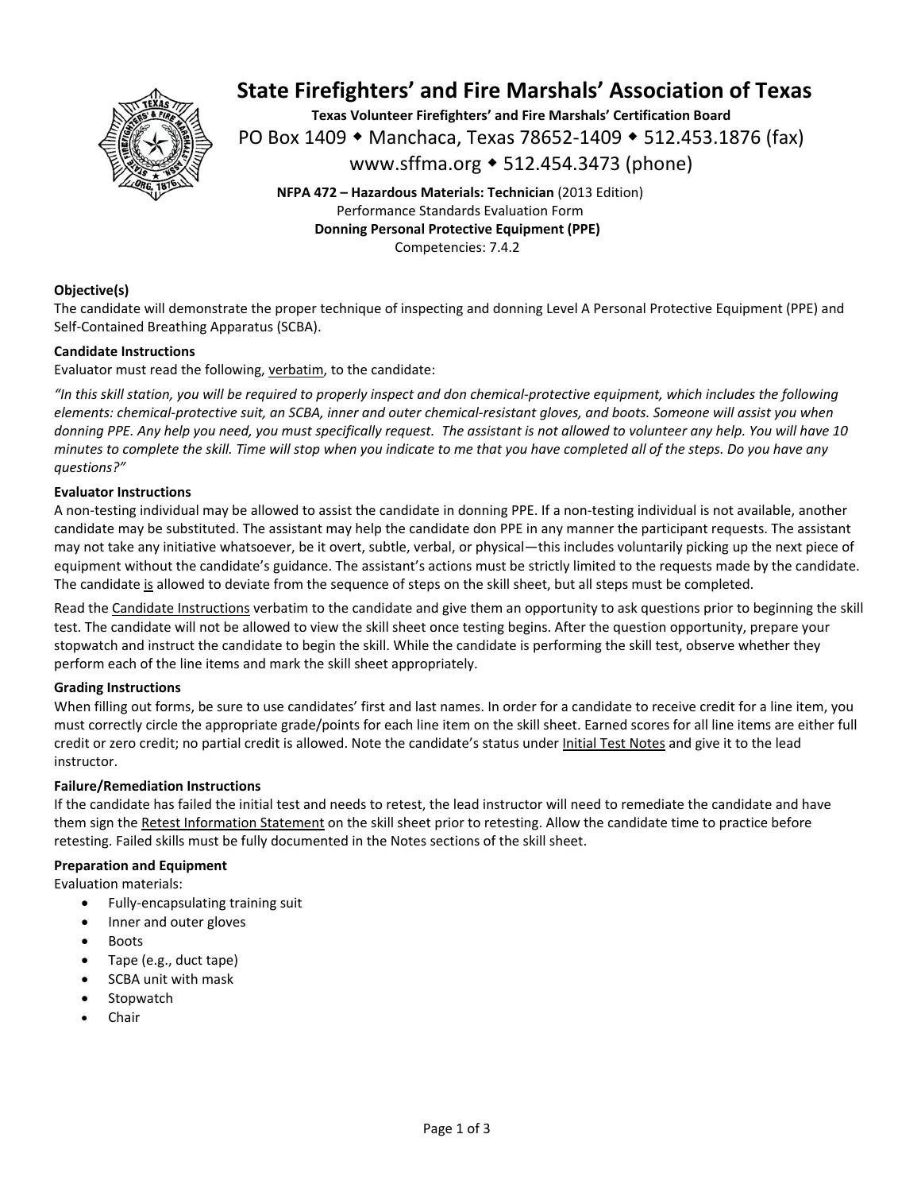# State Firefighters' and Fire Marshals' Association of Texas

**Texas Volunteer Firefighters' and Fire Marshals' Certification Board**

PO Box 1409 ◆ Manchaca, Texas 78652-1409 ◆ 512.453.1876 (fax)

www.sffma.org ◆ 512.454.3473 (phone)

**NFPA 472 – Hazardous Materials: Technician** (2013 Edition)
Performance Standards Evaluation Form
**Donning Personal Protective Equipment (PPE)**
Competencies: 7.4.2

**Objective(s)**

The candidate will demonstrate the proper technique of inspecting and donning Level A Personal Protective Equipment (PPE) and Self-Contained Breathing Apparatus (SCBA).

**Candidate Instructions**

Evaluator must read the following, verbatim, to the candidate:

*"In this skill station, you will be required to properly inspect and don chemical-protective equipment, which includes the following elements: chemical-protective suit, an SCBA, inner and outer chemical-resistant gloves, and boots. Someone will assist you when donning PPE. Any help you need, you must specifically request. The assistant is not allowed to volunteer any help. You will have 10 minutes to complete the skill. Time will stop when you indicate to me that you have completed all of the steps. Do you have any questions?"*

**Evaluator Instructions**

A non-testing individual may be allowed to assist the candidate in donning PPE. If a non-testing individual is not available, another candidate may be substituted. The assistant may help the candidate don PPE in any manner the participant requests. The assistant may not take any initiative whatsoever, be it overt, subtle, verbal, or physical—this includes voluntarily picking up the next piece of equipment without the candidate's guidance. The assistant's actions must be strictly limited to the requests made by the candidate. The candidate is allowed to deviate from the sequence of steps on the skill sheet, but all steps must be completed.

Read the Candidate Instructions verbatim to the candidate and give them an opportunity to ask questions prior to beginning the skill test. The candidate will not be allowed to view the skill sheet once testing begins. After the question opportunity, prepare your stopwatch and instruct the candidate to begin the skill. While the candidate is performing the skill test, observe whether they perform each of the line items and mark the skill sheet appropriately.

**Grading Instructions**

When filling out forms, be sure to use candidates' first and last names. In order for a candidate to receive credit for a line item, you must correctly circle the appropriate grade/points for each line item on the skill sheet. Earned scores for all line items are either full credit or zero credit; no partial credit is allowed. Note the candidate's status under Initial Test Notes and give it to the lead instructor.

**Failure/Remediation Instructions**

If the candidate has failed the initial test and needs to retest, the lead instructor will need to remediate the candidate and have them sign the Retest Information Statement on the skill sheet prior to retesting. Allow the candidate time to practice before retesting. Failed skills must be fully documented in the Notes sections of the skill sheet.

**Preparation and Equipment**

Evaluation materials:

- Fully-encapsulating training suit
- Inner and outer gloves
- Boots
- Tape (e.g., duct tape)
- SCBA unit with mask
- Stopwatch
- Chair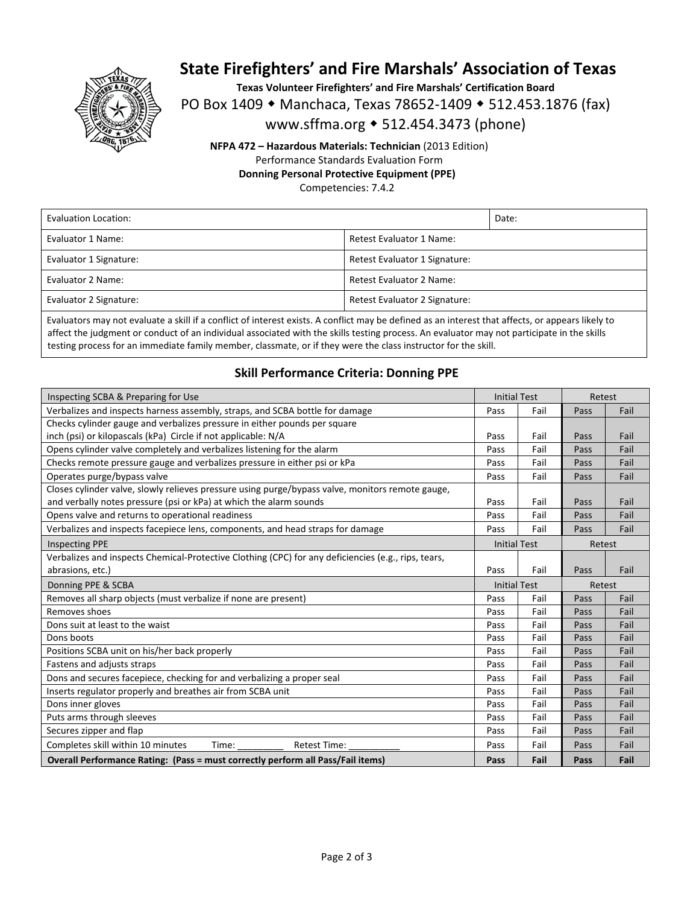# State Firefighters' and Fire Marshals' Association of Texas

**Texas Volunteer Firefighters' and Fire Marshals' Certification Board**

PO Box 1409 ◆ Manchaca, Texas 78652-1409 ◆ 512.453.1876 (fax)

www.sffma.org ◆ 512.454.3473 (phone)

**NFPA 472 – Hazardous Materials: Technician** (2013 Edition)

Performance Standards Evaluation Form

**Donning Personal Protective Equipment (PPE)**

Competencies: 7.4.2

| Evaluation Location: | | Date: |
|---|---|---|
| Evaluator 1 Name: | Retest Evaluator 1 Name: | |
| Evaluator 1 Signature: | Retest Evaluator 1 Signature: | |
| Evaluator 2 Name: | Retest Evaluator 2 Name: | |
| Evaluator 2 Signature: | Retest Evaluator 2 Signature: | |

Evaluators may not evaluate a skill if a conflict of interest exists. A conflict may be defined as an interest that affects, or appears likely to affect the judgment or conduct of an individual associated with the skills testing process. An evaluator may not participate in the skills testing process for an immediate family member, classmate, or if they were the class instructor for the skill.

## Skill Performance Criteria: Donning PPE

| Inspecting SCBA & Preparing for Use | Initial Test | | Retest | |
|---|---|---|---|---|
| Verbalizes and inspects harness assembly, straps, and SCBA bottle for damage | Pass | Fail | Pass | Fail |
| Checks cylinder gauge and verbalizes pressure in either pounds per square inch (psi) or kilopascals (kPa) Circle if not applicable: N/A | Pass | Fail | Pass | Fail |
| Opens cylinder valve completely and verbalizes listening for the alarm | Pass | Fail | Pass | Fail |
| Checks remote pressure gauge and verbalizes pressure in either psi or kPa | Pass | Fail | Pass | Fail |
| Operates purge/bypass valve | Pass | Fail | Pass | Fail |
| Closes cylinder valve, slowly relieves pressure using purge/bypass valve, monitors remote gauge, and verbally notes pressure (psi or kPa) at which the alarm sounds | Pass | Fail | Pass | Fail |
| Opens valve and returns to operational readiness | Pass | Fail | Pass | Fail |
| Verbalizes and inspects facepiece lens, components, and head straps for damage | Pass | Fail | Pass | Fail |
| **Inspecting PPE** | **Initial Test** | | **Retest** | |
| Verbalizes and inspects Chemical-Protective Clothing (CPC) for any deficiencies (e.g., rips, tears, abrasions, etc.) | Pass | Fail | Pass | Fail |
| **Donning PPE & SCBA** | **Initial Test** | | **Retest** | |
| Removes all sharp objects (must verbalize if none are present) | Pass | Fail | Pass | Fail |
| Removes shoes | Pass | Fail | Pass | Fail |
| Dons suit at least to the waist | Pass | Fail | Pass | Fail |
| Dons boots | Pass | Fail | Pass | Fail |
| Positions SCBA unit on his/her back properly | Pass | Fail | Pass | Fail |
| Fastens and adjusts straps | Pass | Fail | Pass | Fail |
| Dons and secures facepiece, checking for and verbalizing a proper seal | Pass | Fail | Pass | Fail |
| Inserts regulator properly and breathes air from SCBA unit | Pass | Fail | Pass | Fail |
| Dons inner gloves | Pass | Fail | Pass | Fail |
| Puts arms through sleeves | Pass | Fail | Pass | Fail |
| Secures zipper and flap | Pass | Fail | Pass | Fail |
| Completes skill within 10 minutes Time: _________ Retest Time: __________ | Pass | Fail | Pass | Fail |
| **Overall Performance Rating: (Pass = must correctly perform all Pass/Fail items)** | **Pass** | **Fail** | **Pass** | **Fail** |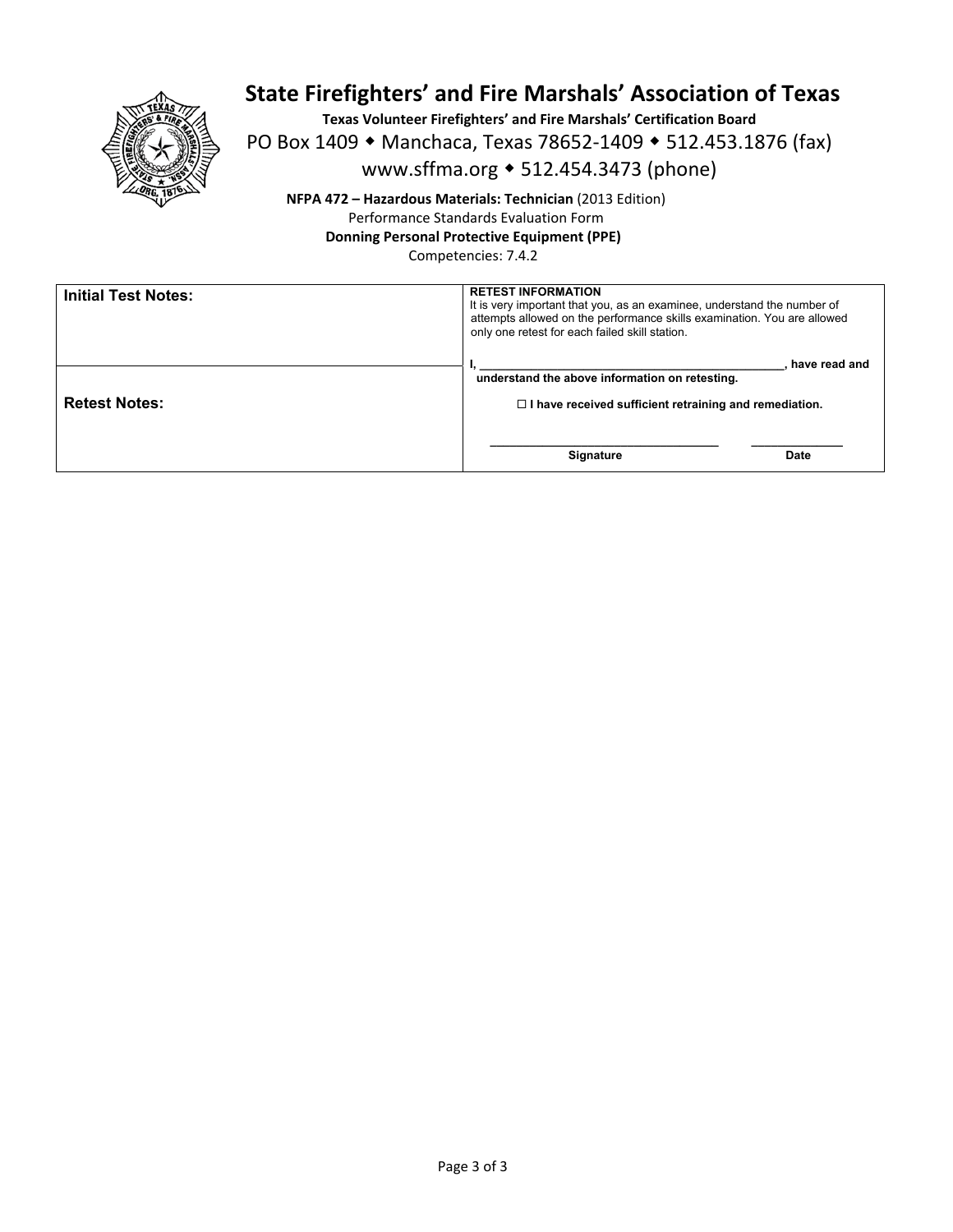# State Firefighters' and Fire Marshals' Association of Texas

**Texas Volunteer Firefighters' and Fire Marshals' Certification Board**

PO Box 1409 ◆ Manchaca, Texas 78652-1409 ◆ 512.453.1876 (fax)

www.sffma.org ◆ 512.454.3473 (phone)

**NFPA 472 – Hazardous Materials: Technician** (2013 Edition)

Performance Standards Evaluation Form

**Donning Personal Protective Equipment (PPE)**

Competencies: 7.4.2

| | |
|---|---|
| **Initial Test Notes:** | **RETEST INFORMATION** It is very important that you, as an examinee, understand the number of attempts allowed on the performance skills examination. You are allowed only one retest for each failed skill station. |
| **Retest Notes:** | **I, \_\_\_\_\_\_\_\_\_\_\_\_\_\_\_\_\_\_\_\_\_\_\_\_\_\_\_\_\_\_\_\_\_\_\_\_\_\_\_\_, have read and understand the above information on retesting.** ☐ **I have received sufficient retraining and remediation.** \_\_\_\_\_\_\_\_\_\_\_\_\_\_\_\_\_\_\_\_\_\_\_\_\_\_\_\_ **Signature** \_\_\_\_\_\_\_\_\_\_\_\_ **Date** |